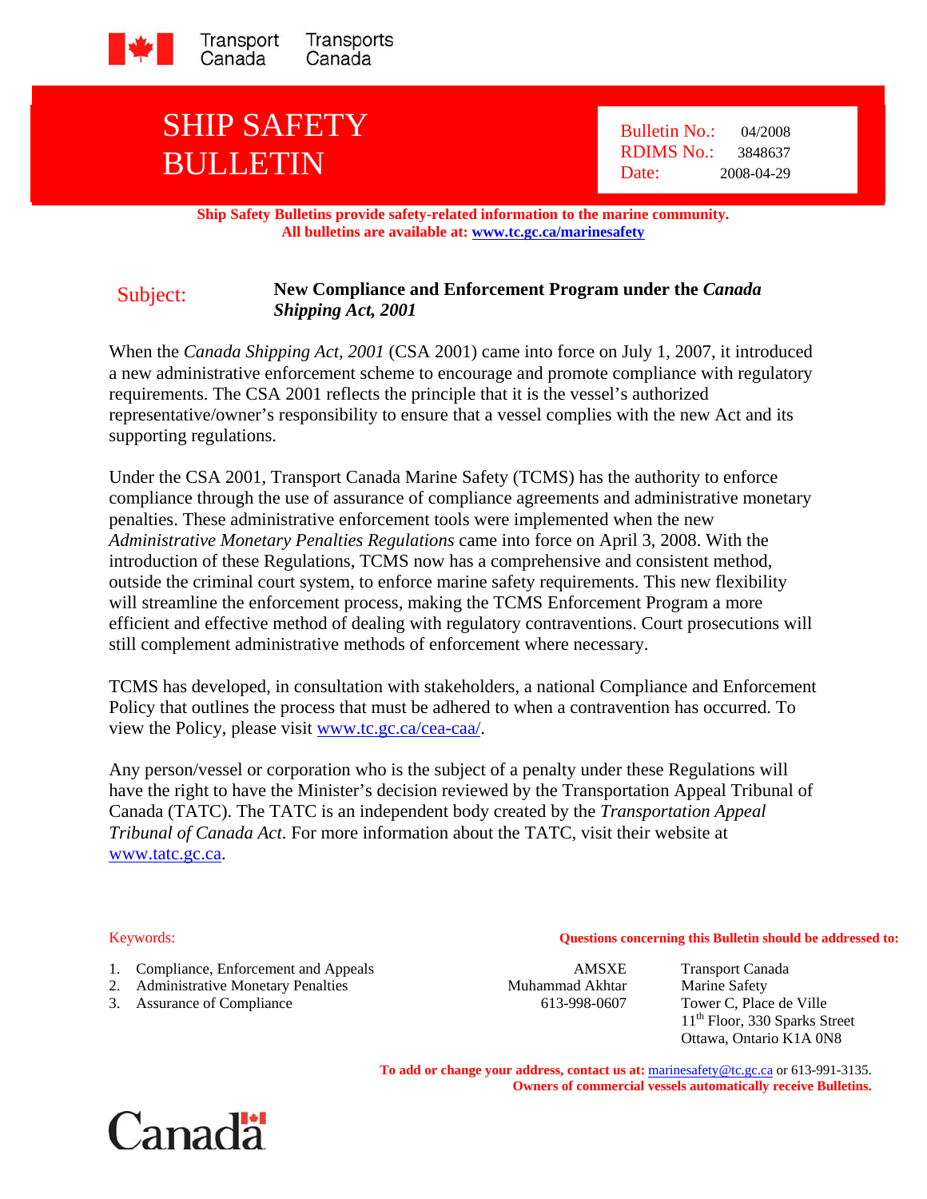Transport Canada Transports Canada

# SHIP SAFETY BULLETIN

Bulletin No.: 04/2008
RDIMS No.: 3848637
Date: 2008-04-29

**Ship Safety Bulletins provide safety-related information to the marine community.**
**All bulletins are available at: [www.tc.gc.ca/marinesafety](www.tc.gc.ca/marinesafety)**

**Subject: New Compliance and Enforcement Program under the *Canada Shipping Act, 2001***

When the *Canada Shipping Act, 2001* (CSA 2001) came into force on July 1, 2007, it introduced a new administrative enforcement scheme to encourage and promote compliance with regulatory requirements. The CSA 2001 reflects the principle that it is the vessel's authorized representative/owner's responsibility to ensure that a vessel complies with the new Act and its supporting regulations.

Under the CSA 2001, Transport Canada Marine Safety (TCMS) has the authority to enforce compliance through the use of assurance of compliance agreements and administrative monetary penalties. These administrative enforcement tools were implemented when the new *Administrative Monetary Penalties Regulations* came into force on April 3, 2008. With the introduction of these Regulations, TCMS now has a comprehensive and consistent method, outside the criminal court system, to enforce marine safety requirements. This new flexibility will streamline the enforcement process, making the TCMS Enforcement Program a more efficient and effective method of dealing with regulatory contraventions. Court prosecutions will still complement administrative methods of enforcement where necessary.

TCMS has developed, in consultation with stakeholders, a national Compliance and Enforcement Policy that outlines the process that must be adhered to when a contravention has occurred. To view the Policy, please visit [www.tc.gc.ca/cea-caa/](www.tc.gc.ca/cea-caa/).

Any person/vessel or corporation who is the subject of a penalty under these Regulations will have the right to have the Minister's decision reviewed by the Transportation Appeal Tribunal of Canada (TATC). The TATC is an independent body created by the *Transportation Appeal Tribunal of Canada Act*. For more information about the TATC, visit their website at [www.tatc.gc.ca](www.tatc.gc.ca).

Keywords:

1. Compliance, Enforcement and Appeals
2. Administrative Monetary Penalties
3. Assurance of Compliance

**Questions concerning this Bulletin should be addressed to:**

AMSXE
Muhammad Akhtar
613-998-0607

Transport Canada
Marine Safety
Tower C, Place de Ville
11th Floor, 330 Sparks Street
Ottawa, Ontario K1A 0N8

**To add or change your address, contact us at:** [marinesafety@tc.gc.ca](mailto:marinesafety@tc.gc.ca) or 613-991-3135.
**Owners of commercial vessels automatically receive Bulletins.**

Canada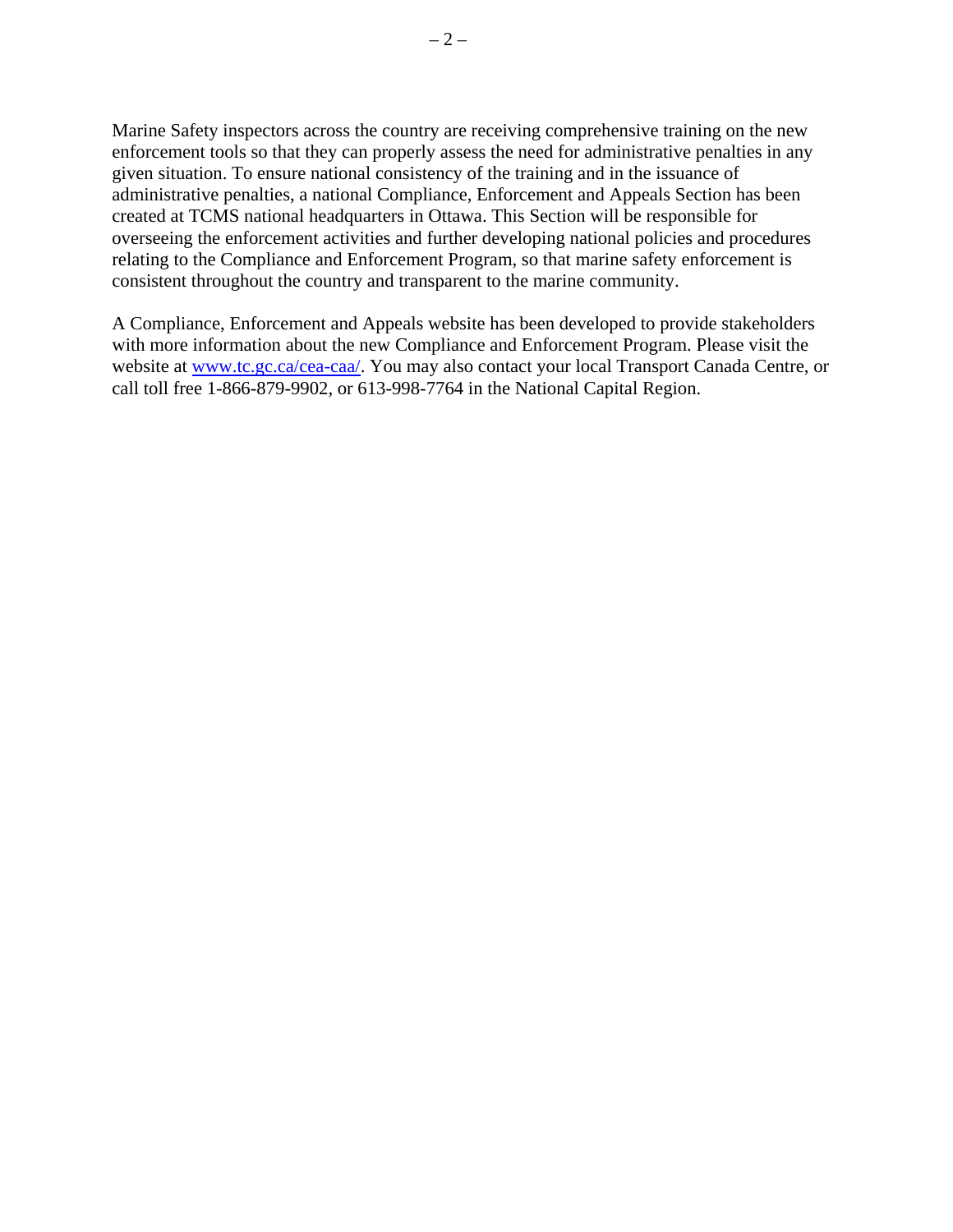Marine Safety inspectors across the country are receiving comprehensive training on the new enforcement tools so that they can properly assess the need for administrative penalties in any given situation. To ensure national consistency of the training and in the issuance of administrative penalties, a national Compliance, Enforcement and Appeals Section has been created at TCMS national headquarters in Ottawa. This Section will be responsible for overseeing the enforcement activities and further developing national policies and procedures relating to the Compliance and Enforcement Program, so that marine safety enforcement is consistent throughout the country and transparent to the marine community.

A Compliance, Enforcement and Appeals website has been developed to provide stakeholders with more information about the new Compliance and Enforcement Program. Please visit the website at [www.tc.gc.ca/cea-caa/](http://www.tc.gc.ca/cea-caa/). You may also contact your local Transport Canada Centre, or call toll free 1-866-879-9902, or 613-998-7764 in the National Capital Region.